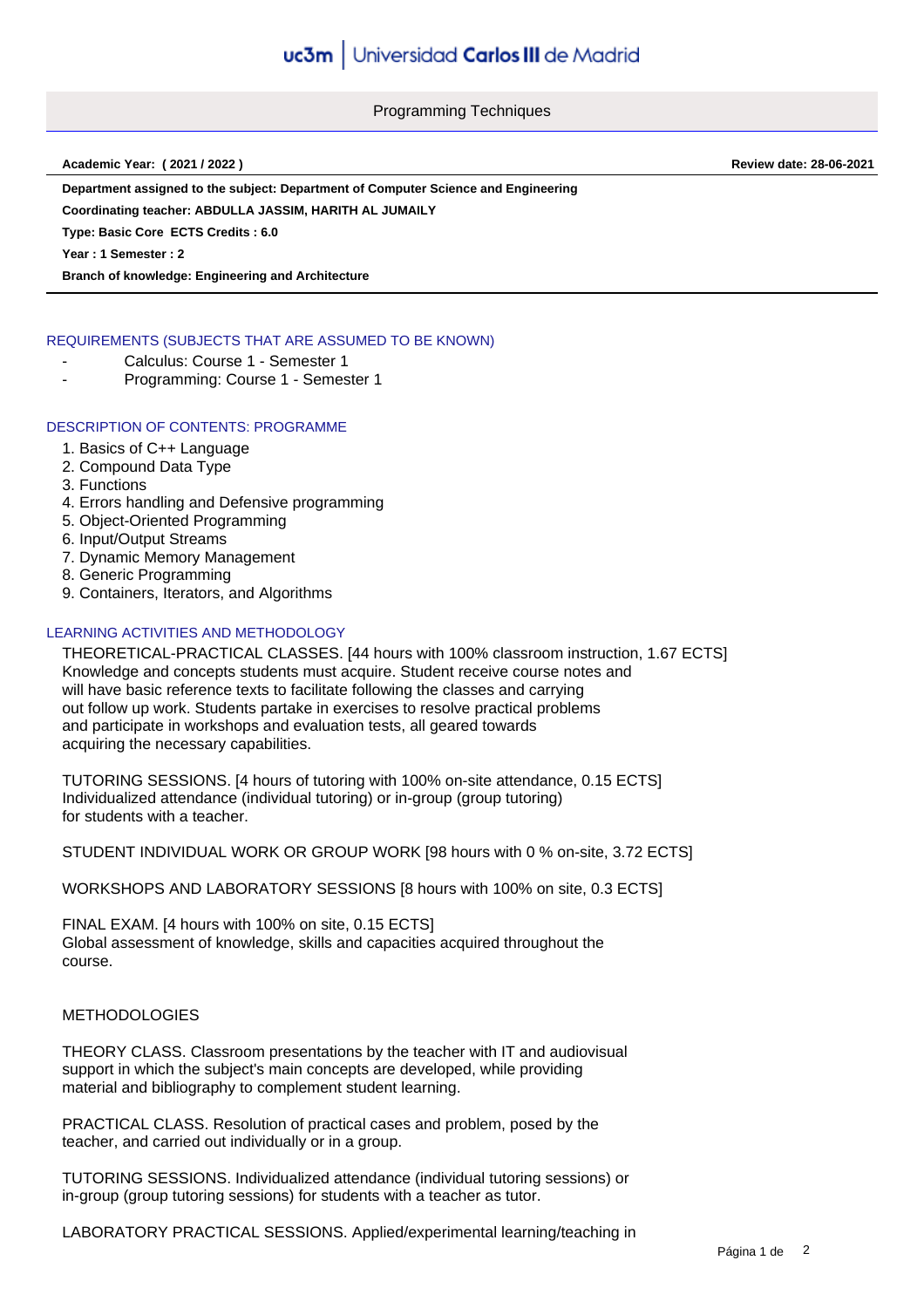# Programming Techniques

**Academic Year: ( 2021 / 2022 )** **Review date: 28-06-2021**

**Department assigned to the subject: Department of Computer Science and Engineering**

**Coordinating teacher: ABDULLA JASSIM, HARITH AL JUMAILY**

**Type: Basic Core ECTS Credits : 6.0**

**Year : 1 Semester : 2**

**Branch of knowledge: Engineering and Architecture**

## REQUIREMENTS (SUBJECTS THAT ARE ASSUMED TO BE KNOWN)

- Calculus: Course 1 - Semester 1
- Programming: Course 1 - Semester 1

## DESCRIPTION OF CONTENTS: PROGRAMME

1. Basics of C++ Language
2. Compound Data Type
3. Functions
4. Errors handling and Defensive programming
5. Object-Oriented Programming
6. Input/Output Streams
7. Dynamic Memory Management
8. Generic Programming
9. Containers, Iterators, and Algorithms

## LEARNING ACTIVITIES AND METHODOLOGY

THEORETICAL-PRACTICAL CLASSES. [44 hours with 100% classroom instruction, 1.67 ECTS]
Knowledge and concepts students must acquire. Student receive course notes and will have basic reference texts to facilitate following the classes and carrying out follow up work. Students partake in exercises to resolve practical problems and participate in workshops and evaluation tests, all geared towards acquiring the necessary capabilities.

TUTORING SESSIONS. [4 hours of tutoring with 100% on-site attendance, 0.15 ECTS]
Individualized attendance (individual tutoring) or in-group (group tutoring) for students with a teacher.

STUDENT INDIVIDUAL WORK OR GROUP WORK [98 hours with 0 % on-site, 3.72 ECTS]

WORKSHOPS AND LABORATORY SESSIONS [8 hours with 100% on site, 0.3 ECTS]

FINAL EXAM. [4 hours with 100% on site, 0.15 ECTS]
Global assessment of knowledge, skills and capacities acquired throughout the course.

METHODOLOGIES

THEORY CLASS. Classroom presentations by the teacher with IT and audiovisual support in which the subject's main concepts are developed, while providing material and bibliography to complement student learning.

PRACTICAL CLASS. Resolution of practical cases and problem, posed by the teacher, and carried out individually or in a group.

TUTORING SESSIONS. Individualized attendance (individual tutoring sessions) or in-group (group tutoring sessions) for students with a teacher as tutor.

LABORATORY PRACTICAL SESSIONS. Applied/experimental learning/teaching in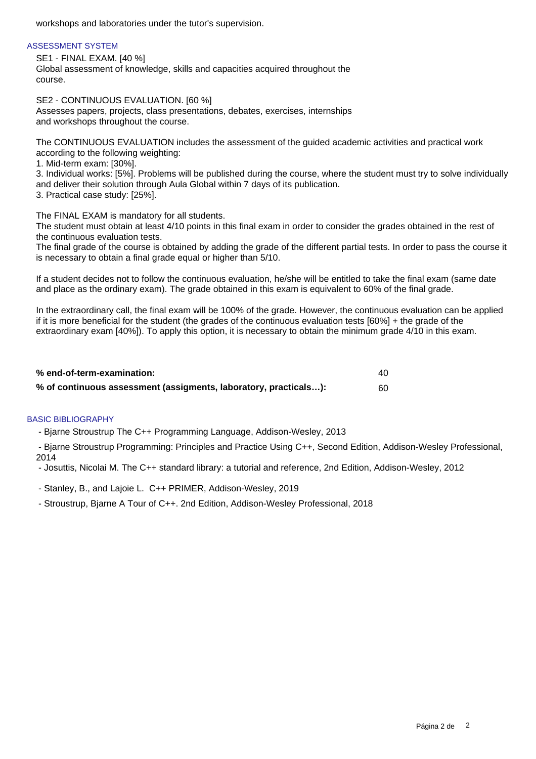workshops and laboratories under the tutor's supervision.

## ASSESSMENT SYSTEM

SE1 - FINAL EXAM. [40 %]
Global assessment of knowledge, skills and capacities acquired throughout the course.

SE2 - CONTINUOUS EVALUATION. [60 %]
Assesses papers, projects, class presentations, debates, exercises, internships and workshops throughout the course.

The CONTINUOUS EVALUATION includes the assessment of the guided academic activities and practical work according to the following weighting:
1. Mid-term exam: [30%].
3. Individual works: [5%]. Problems will be published during the course, where the student must try to solve individually and deliver their solution through Aula Global within 7 days of its publication.
3. Practical case study: [25%].

The FINAL EXAM is mandatory for all students.
The student must obtain at least 4/10 points in this final exam in order to consider the grades obtained in the rest of the continuous evaluation tests.
The final grade of the course is obtained by adding the grade of the different partial tests. In order to pass the course it is necessary to obtain a final grade equal or higher than 5/10.

If a student decides not to follow the continuous evaluation, he/she will be entitled to take the final exam (same date and place as the ordinary exam). The grade obtained in this exam is equivalent to 60% of the final grade.

In the extraordinary call, the final exam will be 100% of the grade. However, the continuous evaluation can be applied if it is more beneficial for the student (the grades of the continuous evaluation tests [60%] + the grade of the extraordinary exam [40%]). To apply this option, it is necessary to obtain the minimum grade 4/10 in this exam.

| | |
|---|---|
| **% end-of-term-examination:** | 40 |
| **% of continuous assessment (assigments, laboratory, practicals…):** | 60 |

## BASIC BIBLIOGRAPHY

- Bjarne Stroustrup The C++ Programming Language, Addison-Wesley, 2013
- Bjarne Stroustrup Programming: Principles and Practice Using C++, Second Edition, Addison-Wesley Professional, 2014
- Josuttis, Nicolai M. The C++ standard library: a tutorial and reference, 2nd Edition, Addison-Wesley, 2012
- Stanley, B., and Lajoie L. C++ PRIMER, Addison-Wesley, 2019
- Stroustrup, Bjarne A Tour of C++. 2nd Edition, Addison-Wesley Professional, 2018